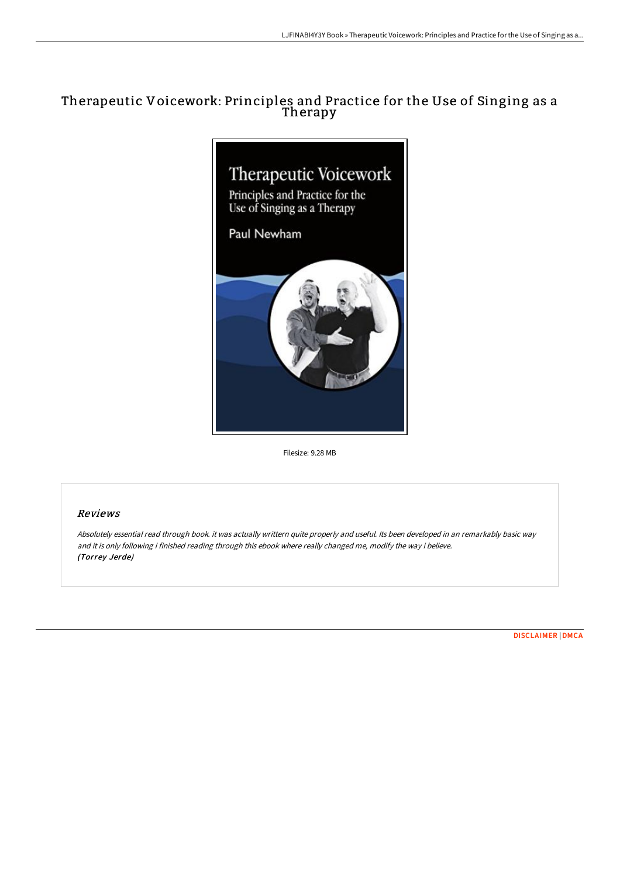# Therapeutic Voicework: Principles and Practice for the Use of Singing as a Therapy

Filesize: 9.28 MB

## Reviews

*Absolutely essential read through book. it was actually writtern quite properly and useful. Its been developed in an remarkably basic way and it is only following i finished reading through this ebook where really changed me, modify the way i believe.*
*(Torrey Jerde)*

DISCLAIMER | DMCA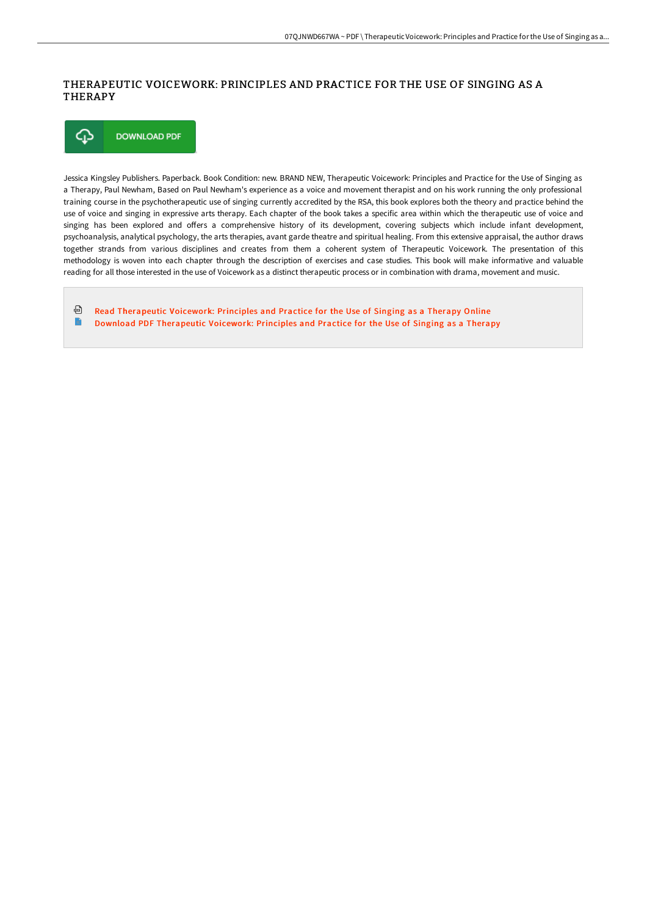# THERAPEUTIC VOICEWORK: PRINCIPLES AND PRACTICE FOR THE USE OF SINGING AS A THERAPY

DOWNLOAD PDF

Jessica Kingsley Publishers. Paperback. Book Condition: new. BRAND NEW, Therapeutic Voicework: Principles and Practice for the Use of Singing as a Therapy, Paul Newham, Based on Paul Newham's experience as a voice and movement therapist and on his work running the only professional training course in the psychotherapeutic use of singing currently accredited by the RSA, this book explores both the theory and practice behind the use of voice and singing in expressive arts therapy. Each chapter of the book takes a specific area within which the therapeutic use of voice and singing has been explored and offers a comprehensive history of its development, covering subjects which include infant development, psychoanalysis, analytical psychology, the arts therapies, avant garde theatre and spiritual healing. From this extensive appraisal, the author draws together strands from various disciplines and creates from them a coherent system of Therapeutic Voicework. The presentation of this methodology is woven into each chapter through the description of exercises and case studies. This book will make informative and valuable reading for all those interested in the use of Voicework as a distinct therapeutic process or in combination with drama, movement and music.

- Read Therapeutic Voicework: Principles and Practice for the Use of Singing as a Therapy Online
- Download PDF Therapeutic Voicework: Principles and Practice for the Use of Singing as a Therapy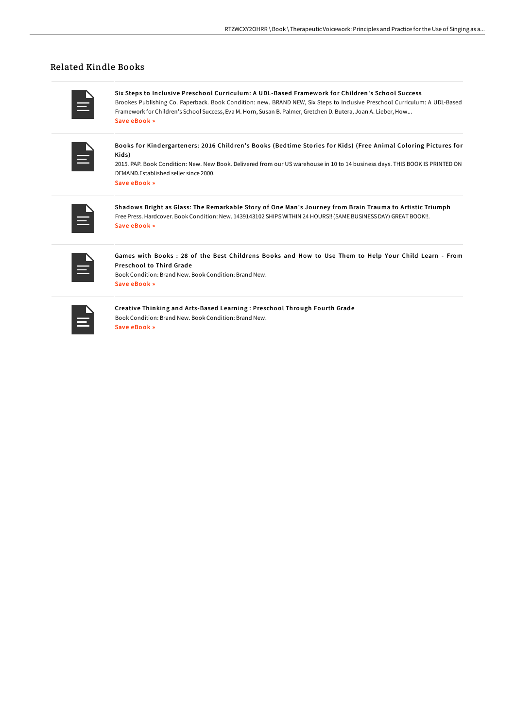## Related Kindle Books

**Six Steps to Inclusive Preschool Curriculum: A UDL-Based Framework for Children's School Success**
Brookes Publishing Co. Paperback. Book Condition: new. BRAND NEW, Six Steps to Inclusive Preschool Curriculum: A UDL-Based Framework for Children's School Success, Eva M. Horn, Susan B. Palmer, Gretchen D. Butera, Joan A. Lieber, How...
Save eBook »

**Books for Kindergarteners: 2016 Children's Books (Bedtime Stories for Kids) (Free Animal Coloring Pictures for Kids)**
2015. PAP. Book Condition: New. New Book. Delivered from our US warehouse in 10 to 14 business days. THIS BOOK IS PRINTED ON DEMAND.Established seller since 2000.
Save eBook »

**Shadows Bright as Glass: The Remarkable Story of One Man's Journey from Brain Trauma to Artistic Triumph**
Free Press. Hardcover. Book Condition: New. 1439143102 SHIPS WITHIN 24 HOURS!! (SAME BUSINESS DAY) GREAT BOOK!!.
Save eBook »

**Games with Books : 28 of the Best Childrens Books and How to Use Them to Help Your Child Learn - From Preschool to Third Grade**
Book Condition: Brand New. Book Condition: Brand New.
Save eBook »

**Creative Thinking and Arts-Based Learning : Preschool Through Fourth Grade**
Book Condition: Brand New. Book Condition: Brand New.
Save eBook »